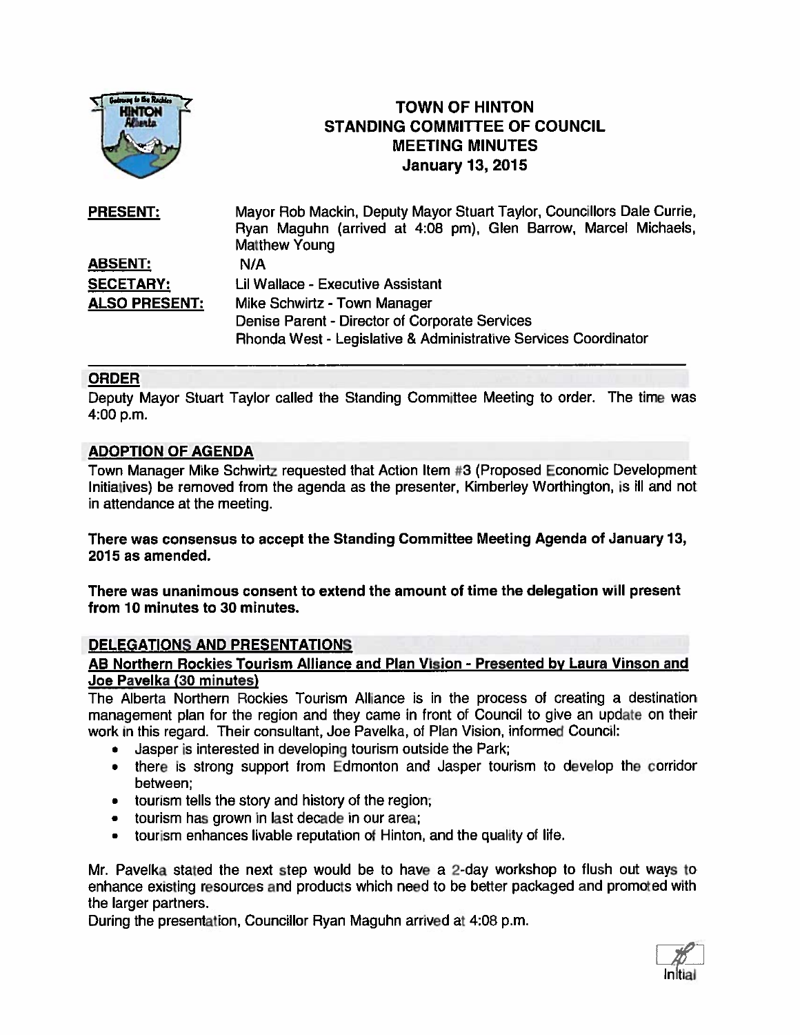# TOWN OF HINTON
## STANDING COMMITTEE OF COUNCIL
## MEETING MINUTES
### January 13, 2015

| | |
|---|---|
| **PRESENT:** | Mayor Rob Mackin, Deputy Mayor Stuart Taylor, Councillors Dale Currie, Ryan Maguhn (arrived at 4:08 pm), Glen Barrow, Marcel Michaels, Matthew Young |
| **ABSENT:** | N/A |
| **SECETARY:** | Lil Wallace - Executive Assistant |
| **ALSO PRESENT:** | Mike Schwirtz - Town Manager<br>Denise Parent - Director of Corporate Services<br>Rhonda West - Legislative & Administrative Services Coordinator |

## ORDER

Deputy Mayor Stuart Taylor called the Standing Committee Meeting to order. The time was 4:00 p.m.

## ADOPTION OF AGENDA

Town Manager Mike Schwirtz requested that Action Item #3 (Proposed Economic Development Initiatives) be removed from the agenda as the presenter, Kimberley Worthington, is ill and not in attendance at the meeting.

**There was consensus to accept the Standing Committee Meeting Agenda of January 13, 2015 as amended.**

**There was unanimous consent to extend the amount of time the delegation will present from 10 minutes to 30 minutes.**

## DELEGATIONS AND PRESENTATIONS

### AB Northern Rockies Tourism Alliance and Plan Vision - Presented by Laura Vinson and Joe Pavelka (30 minutes)

The Alberta Northern Rockies Tourism Alliance is in the process of creating a destination management plan for the region and they came in front of Council to give an update on their work in this regard. Their consultant, Joe Pavelka, of Plan Vision, informed Council:

- Jasper is interested in developing tourism outside the Park;
- there is strong support from Edmonton and Jasper tourism to develop the corridor between;
- tourism tells the story and history of the region;
- tourism has grown in last decade in our area;
- tourism enhances livable reputation of Hinton, and the quality of life.

Mr. Pavelka stated the next step would be to have a 2-day workshop to flush out ways to enhance existing resources and products which need to be better packaged and promoted with the larger partners.

During the presentation, Councillor Ryan Maguhn arrived at 4:08 p.m.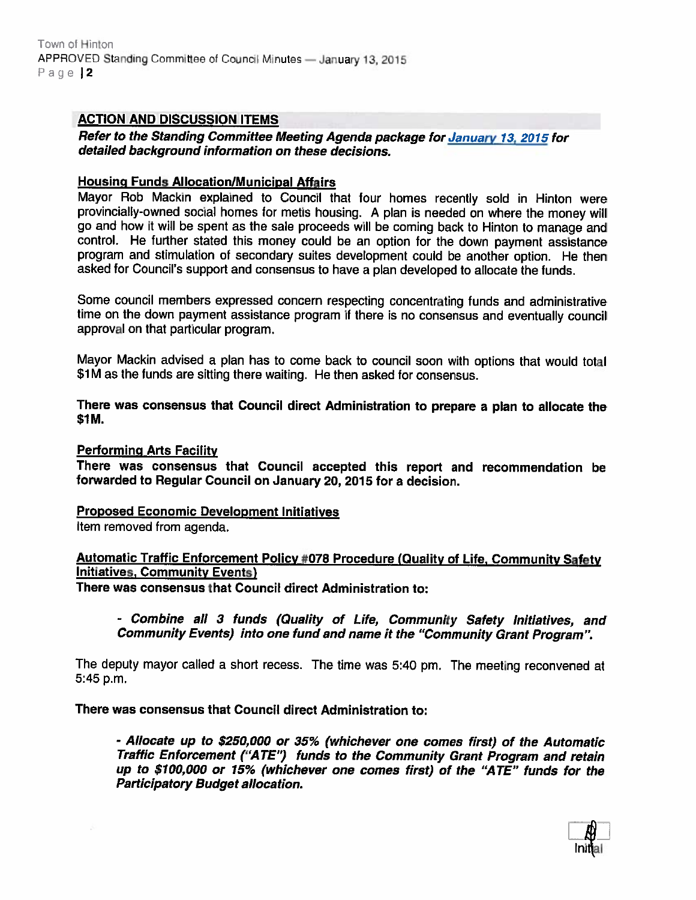## ACTION AND DISCUSSION ITEMS

***Refer to the Standing Committee Meeting Agenda package for January 13, 2015 for detailed background information on these decisions.***

**Housing Funds Allocation/Municipal Affairs**

Mayor Rob Mackin explained to Council that four homes recently sold in Hinton were provincially-owned social homes for metis housing. A plan is needed on where the money will go and how it will be spent as the sale proceeds will be coming back to Hinton to manage and control. He further stated this money could be an option for the down payment assistance program and stimulation of secondary suites development could be another option. He then asked for Council's support and consensus to have a plan developed to allocate the funds.

Some council members expressed concern respecting concentrating funds and administrative time on the down payment assistance program if there is no consensus and eventually council approval on that particular program.

Mayor Mackin advised a plan has to come back to council soon with options that would total $1M as the funds are sitting there waiting. He then asked for consensus.

**There was consensus that Council direct Administration to prepare a plan to allocate the $1M.**

**Performing Arts Facility**

**There was consensus that Council accepted this report and recommendation be forwarded to Regular Council on January 20, 2015 for a decision.**

**Proposed Economic Development Initiatives**

Item removed from agenda.

**Automatic Traffic Enforcement Policy #078 Procedure (Quality of Life, Community Safety Initiatives, Community Events)**

**There was consensus that Council direct Administration to:**

> ***- Combine all 3 funds (Quality of Life, Community Safety Initiatives, and Community Events) into one fund and name it the "Community Grant Program".***

The deputy mayor called a short recess. The time was 5:40 pm. The meeting reconvened at 5:45 p.m.

**There was consensus that Council direct Administration to:**

> ***- Allocate up to $250,000 or 35% (whichever one comes first) of the Automatic Traffic Enforcement ("ATE") funds to the Community Grant Program and retain up to $100,000 or 15% (whichever one comes first) of the "ATE" funds for the Participatory Budget allocation.***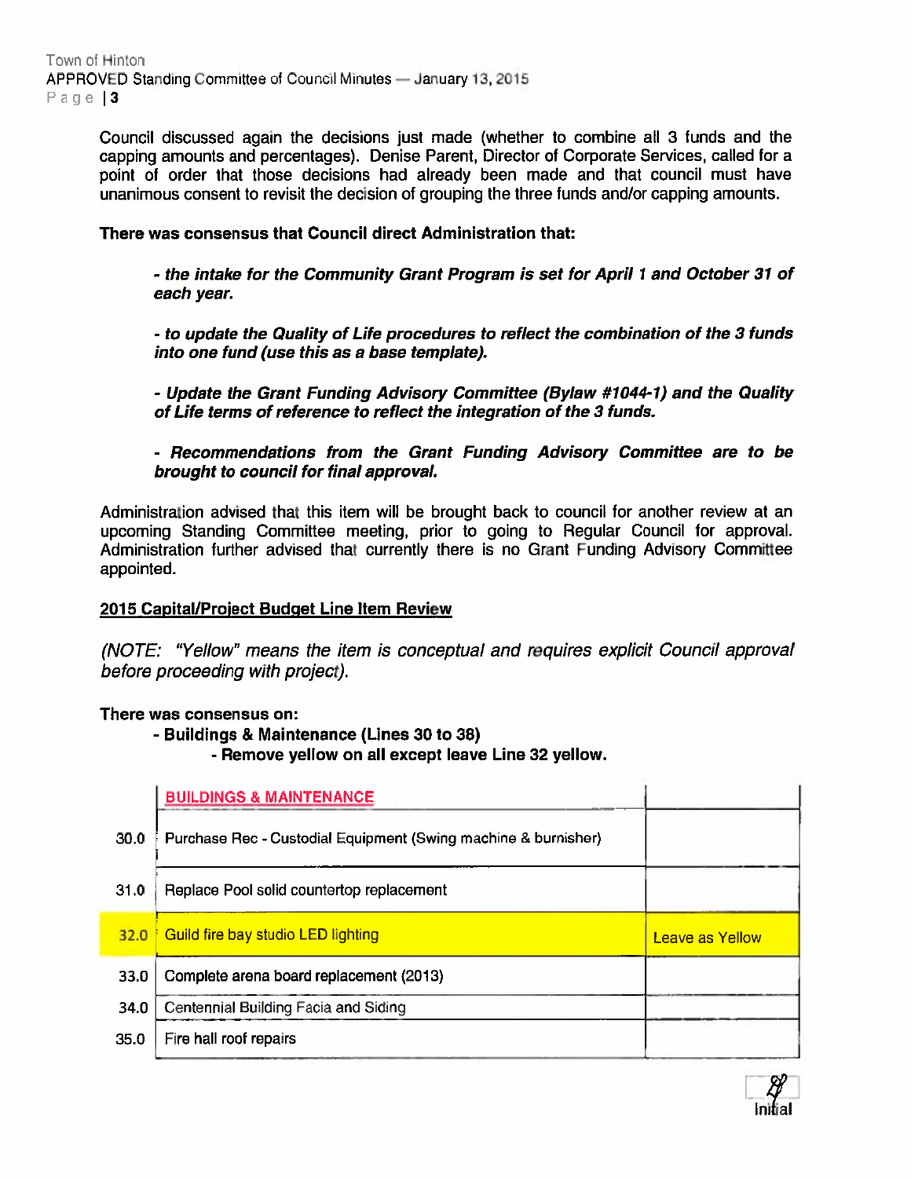Council discussed again the decisions just made (whether to combine all 3 funds and the capping amounts and percentages). Denise Parent, Director of Corporate Services, called for a point of order that those decisions had already been made and that council must have unanimous consent to revisit the decision of grouping the three funds and/or capping amounts.

**There was consensus that Council direct Administration that:**

***- the intake for the Community Grant Program is set for April 1 and October 31 of each year.***

***- to update the Quality of Life procedures to reflect the combination of the 3 funds into one fund (use this as a base template).***

***- Update the Grant Funding Advisory Committee (Bylaw #1044-1) and the Quality of Life terms of reference to reflect the integration of the 3 funds.***

***- Recommendations from the Grant Funding Advisory Committee are to be brought to council for final approval.***

Administration advised that this item will be brought back to council for another review at an upcoming Standing Committee meeting, prior to going to Regular Council for approval. Administration further advised that currently there is no Grant Funding Advisory Committee appointed.

**2015 Capital/Project Budget Line Item Review**

*(NOTE: "Yellow" means the item is conceptual and requires explicit Council approval before proceeding with project).*

**There was consensus on:**

- **Buildings & Maintenance (Lines 30 to 38)**
  - **Remove yellow on all except leave Line 32 yellow.**

| | BUILDINGS & MAINTENANCE | |
|---|---|---|
| 30.0 | Purchase Rec - Custodial Equipment (Swing machine & burnisher) | |
| 31.0 | Replace Pool solid countertop replacement | |
| 32.0 | Guild fire bay studio LED lighting | Leave as Yellow |
| 33.0 | Complete arena board replacement (2013) | |
| 34.0 | Centennial Building Facia and Siding | |
| 35.0 | Fire hall roof repairs | |

Initial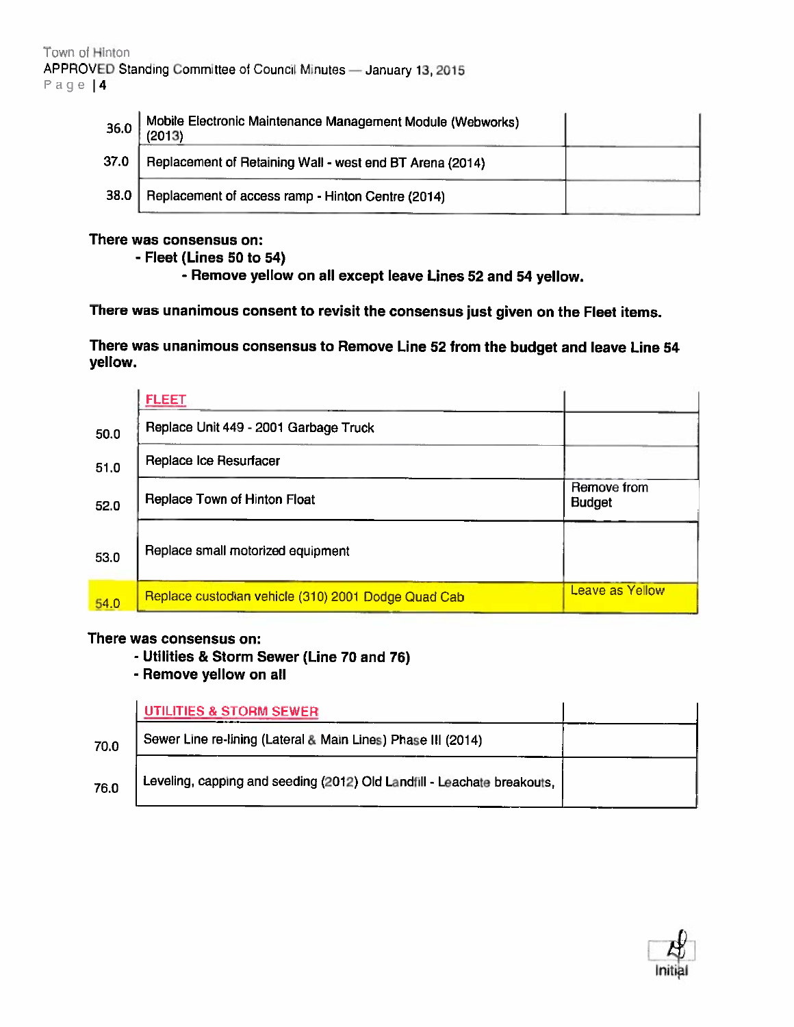| | | |
|---|---|---|
| 36.0 | Mobile Electronic Maintenance Management Module (Webworks) (2013) | |
| 37.0 | Replacement of Retaining Wall - west end BT Arena (2014) | |
| 38.0 | Replacement of access ramp - Hinton Centre (2014) | |

**There was consensus on:**

**- Fleet (Lines 50 to 54)**

**- Remove yellow on all except leave Lines 52 and 54 yellow.**

**There was unanimous consent to revisit the consensus just given on the Fleet items.**

**There was unanimous consensus to Remove Line 52 from the budget and leave Line 54 yellow.**

| | FLEET | |
|---|---|---|
| 50.0 | Replace Unit 449 - 2001 Garbage Truck | |
| 51.0 | Replace Ice Resurfacer | |
| 52.0 | Replace Town of Hinton Float | Remove from Budget |
| 53.0 | Replace small motorized equipment | |
| 54.0 | Replace custodian vehicle (310) 2001 Dodge Quad Cab | Leave as Yellow |

**There was consensus on:**

**- Utilities & Storm Sewer (Line 70 and 76)**

**- Remove yellow on all**

| | UTILITIES & STORM SEWER | |
|---|---|---|
| 70.0 | Sewer Line re-lining (Lateral & Main Lines) Phase III (2014) | |
| 76.0 | Leveling, capping and seeding (2012) Old Landfill - Leachate breakouts, | |

Initial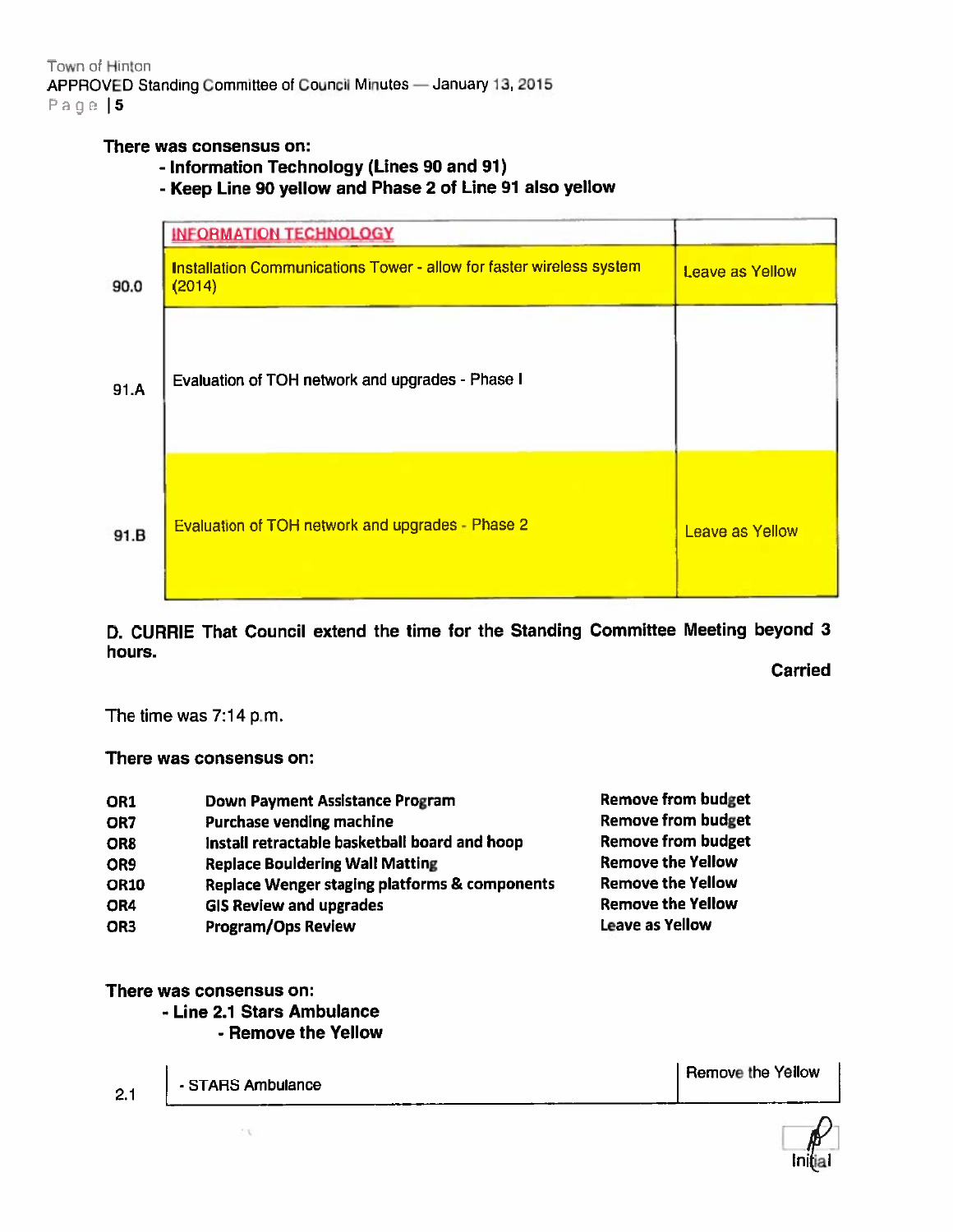**There was consensus on:**

- **Information Technology (Lines 90 and 91)**
- **Keep Line 90 yellow and Phase 2 of Line 91 also yellow**

| | INFORMATION TECHNOLOGY | |
|---|---|---|
| 90.0 | Installation Communications Tower - allow for faster wireless system (2014) | Leave as Yellow |
| 91.A | Evaluation of TOH network and upgrades - Phase I | |
| 91.B | Evaluation of TOH network and upgrades - Phase 2 | Leave as Yellow |

**D. CURRIE That Council extend the time for the Standing Committee Meeting beyond 3 hours.**

**Carried**

The time was 7:14 p.m.

**There was consensus on:**

| | | |
|---|---|---|
| **OR1** | **Down Payment Assistance Program** | **Remove from budget** |
| **OR7** | **Purchase vending machine** | **Remove from budget** |
| **OR8** | **Install retractable basketball board and hoop** | **Remove from budget** |
| **OR9** | **Replace Bouldering Wall Matting** | **Remove the Yellow** |
| **OR10** | **Replace Wenger staging platforms & components** | **Remove the Yellow** |
| **OR4** | **GIS Review and upgrades** | **Remove the Yellow** |
| **OR3** | **Program/Ops Review** | **Leave as Yellow** |

**There was consensus on:**

- **Line 2.1 Stars Ambulance**
  - **Remove the Yellow**

| | | |
|---|---|---|
| 2.1 | - STARS Ambulance | Remove the Yellow |

Initial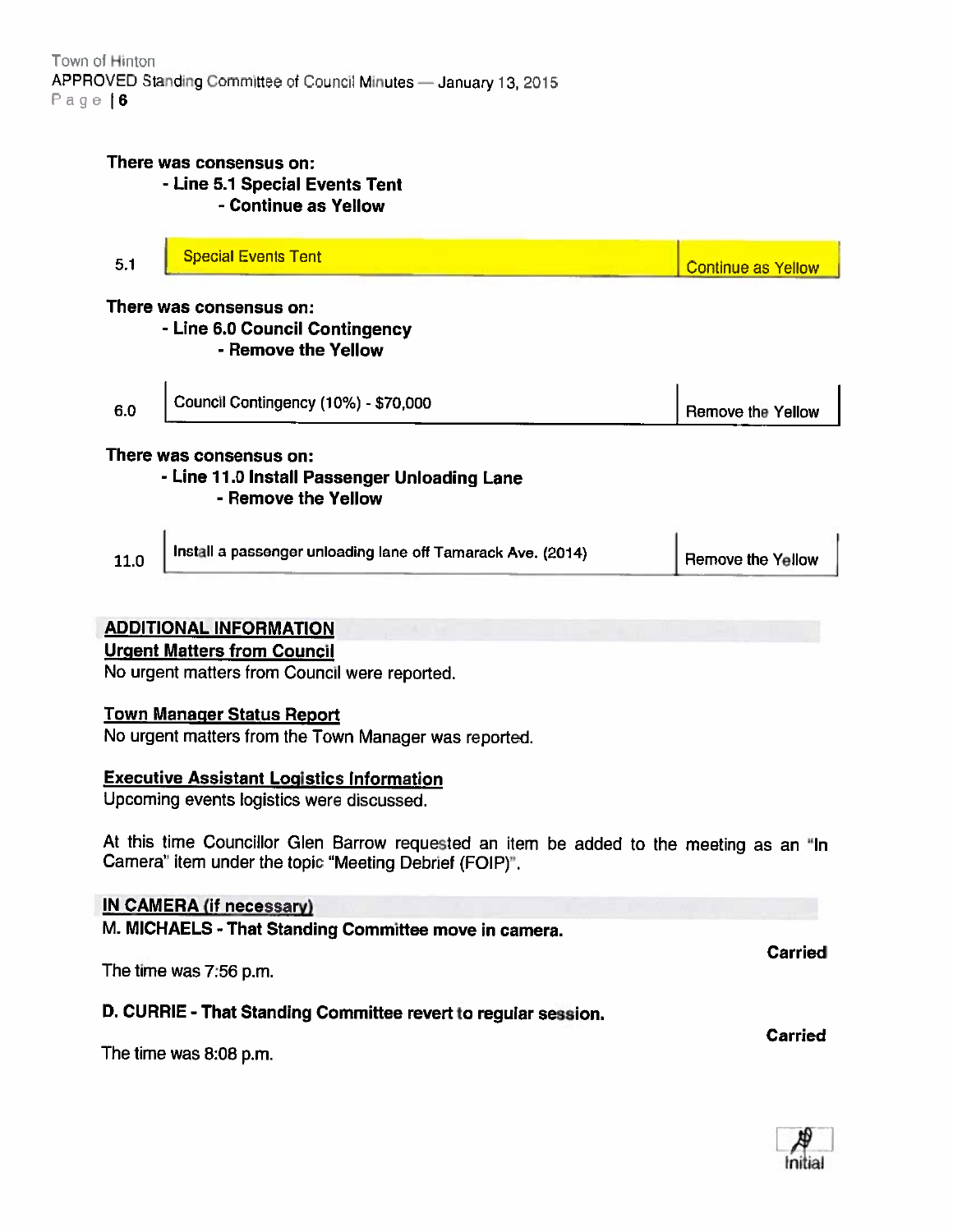**There was consensus on:**
- **Line 5.1 Special Events Tent**
  - **Continue as Yellow**

| | | |
|---|---|---|
| 5.1 | Special Events Tent | Continue as Yellow |

**There was consensus on:**
- **Line 6.0 Council Contingency**
  - **Remove the Yellow**

| | | |
|---|---|---|
| 6.0 | Council Contingency (10%) - $70,000 | Remove the Yellow |

**There was consensus on:**
- **Line 11.0 Install Passenger Unloading Lane**
  - **Remove the Yellow**

| | | |
|---|---|---|
| 11.0 | Install a passenger unloading lane off Tamarack Ave. (2014) | Remove the Yellow |

## ADDITIONAL INFORMATION

### Urgent Matters from Council

No urgent matters from Council were reported.

### Town Manager Status Report

No urgent matters from the Town Manager was reported.

### Executive Assistant Logistics Information

Upcoming events logistics were discussed.

At this time Councillor Glen Barrow requested an item be added to the meeting as an "In Camera" item under the topic "Meeting Debrief (FOIP)".

## IN CAMERA (if necessary)

**M. MICHAELS - That Standing Committee move in camera.**

**Carried**

The time was 7:56 p.m.

**D. CURRIE - That Standing Committee revert to regular session.**

**Carried**

The time was 8:08 p.m.

Initial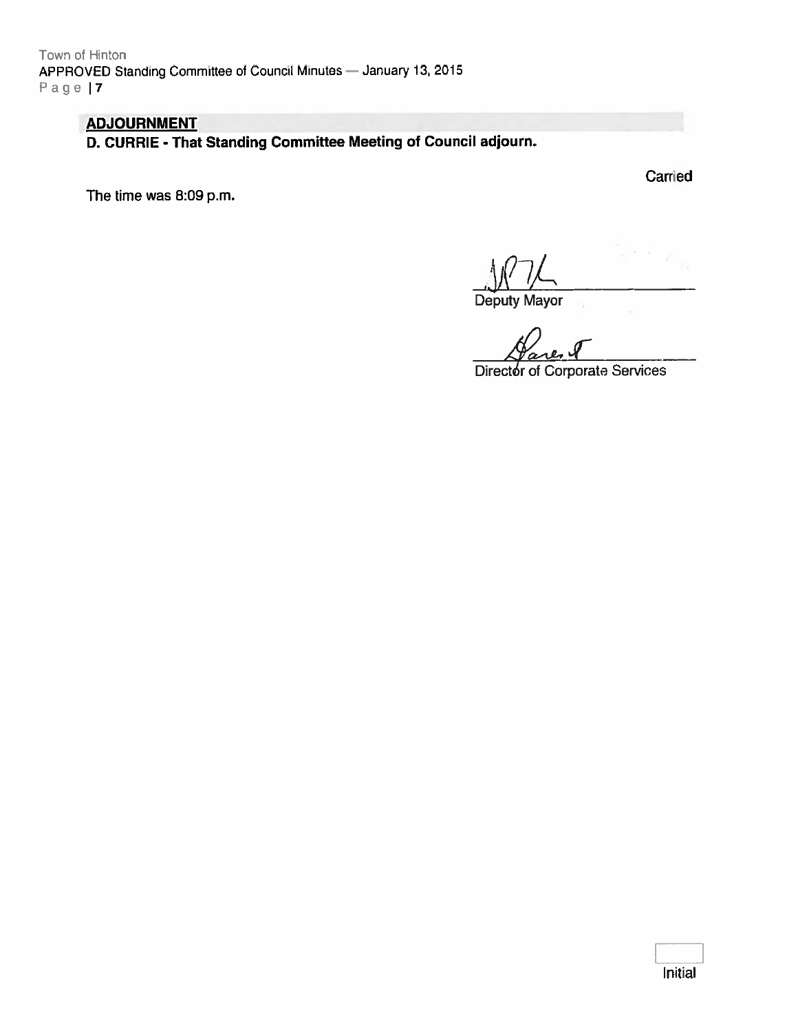## ADJOURNMENT

**D. CURRIE - That Standing Committee Meeting of Council adjourn.**

Carried

The time was 8:09 p.m.

Deputy Mayor

Director of Corporate Services

Initial